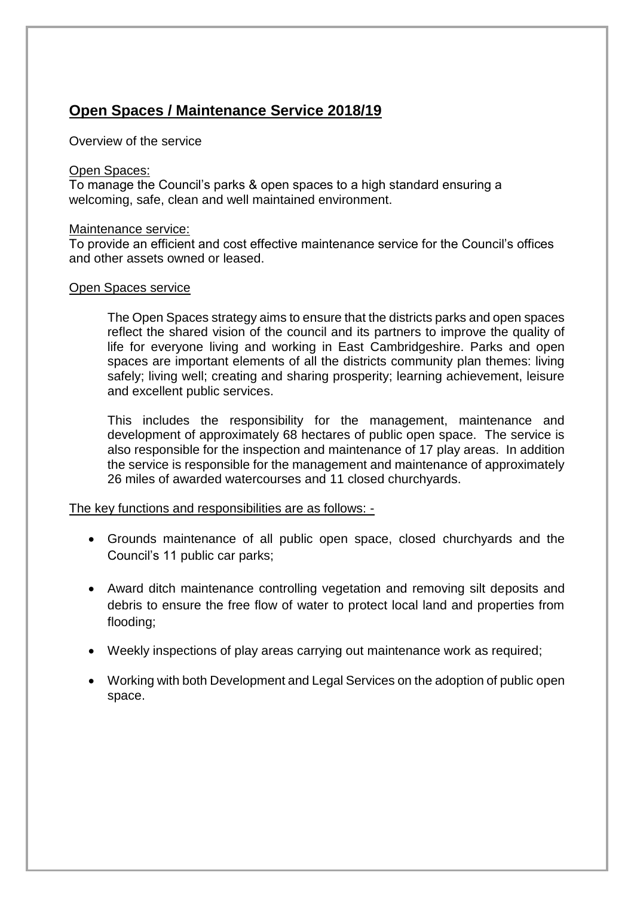## **Open Spaces / Maintenance Service 2018/19**

Overview of the service

Open Spaces:
To manage the Council's parks & open spaces to a high standard ensuring a welcoming, safe, clean and well maintained environment.

Maintenance service:
To provide an efficient and cost effective maintenance service for the Council's offices and other assets owned or leased.

Open Spaces service

The Open Spaces strategy aims to ensure that the districts parks and open spaces reflect the shared vision of the council and its partners to improve the quality of life for everyone living and working in East Cambridgeshire. Parks and open spaces are important elements of all the districts community plan themes: living safely; living well; creating and sharing prosperity; learning achievement, leisure and excellent public services.

This includes the responsibility for the management, maintenance and development of approximately 68 hectares of public open space. The service is also responsible for the inspection and maintenance of 17 play areas. In addition the service is responsible for the management and maintenance of approximately 26 miles of awarded watercourses and 11 closed churchyards.

The key functions and responsibilities are as follows: -

- Grounds maintenance of all public open space, closed churchyards and the Council's 11 public car parks;
- Award ditch maintenance controlling vegetation and removing silt deposits and debris to ensure the free flow of water to protect local land and properties from flooding;
- Weekly inspections of play areas carrying out maintenance work as required;
- Working with both Development and Legal Services on the adoption of public open space.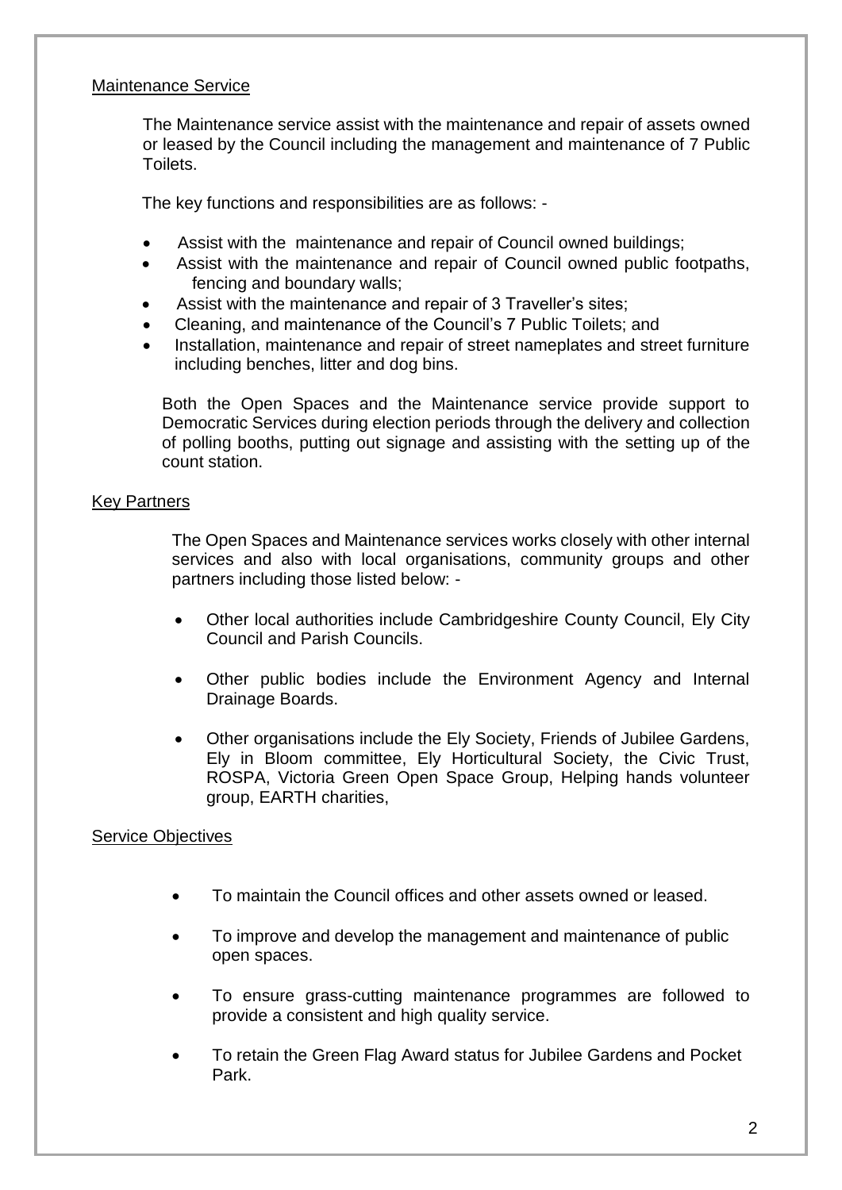## Maintenance Service

The Maintenance service assist with the maintenance and repair of assets owned or leased by the Council including the management and maintenance of 7 Public Toilets.

The key functions and responsibilities are as follows: -

- Assist with the maintenance and repair of Council owned buildings;
- Assist with the maintenance and repair of Council owned public footpaths, fencing and boundary walls;
- Assist with the maintenance and repair of 3 Traveller's sites;
- Cleaning, and maintenance of the Council's 7 Public Toilets; and
- Installation, maintenance and repair of street nameplates and street furniture including benches, litter and dog bins.

Both the Open Spaces and the Maintenance service provide support to Democratic Services during election periods through the delivery and collection of polling booths, putting out signage and assisting with the setting up of the count station.

## Key Partners

The Open Spaces and Maintenance services works closely with other internal services and also with local organisations, community groups and other partners including those listed below: -

- Other local authorities include Cambridgeshire County Council, Ely City Council and Parish Councils.
- Other public bodies include the Environment Agency and Internal Drainage Boards.
- Other organisations include the Ely Society, Friends of Jubilee Gardens, Ely in Bloom committee, Ely Horticultural Society, the Civic Trust, ROSPA, Victoria Green Open Space Group, Helping hands volunteer group, EARTH charities,

## Service Objectives

- To maintain the Council offices and other assets owned or leased.
- To improve and develop the management and maintenance of public open spaces.
- To ensure grass-cutting maintenance programmes are followed to provide a consistent and high quality service.
- To retain the Green Flag Award status for Jubilee Gardens and Pocket Park.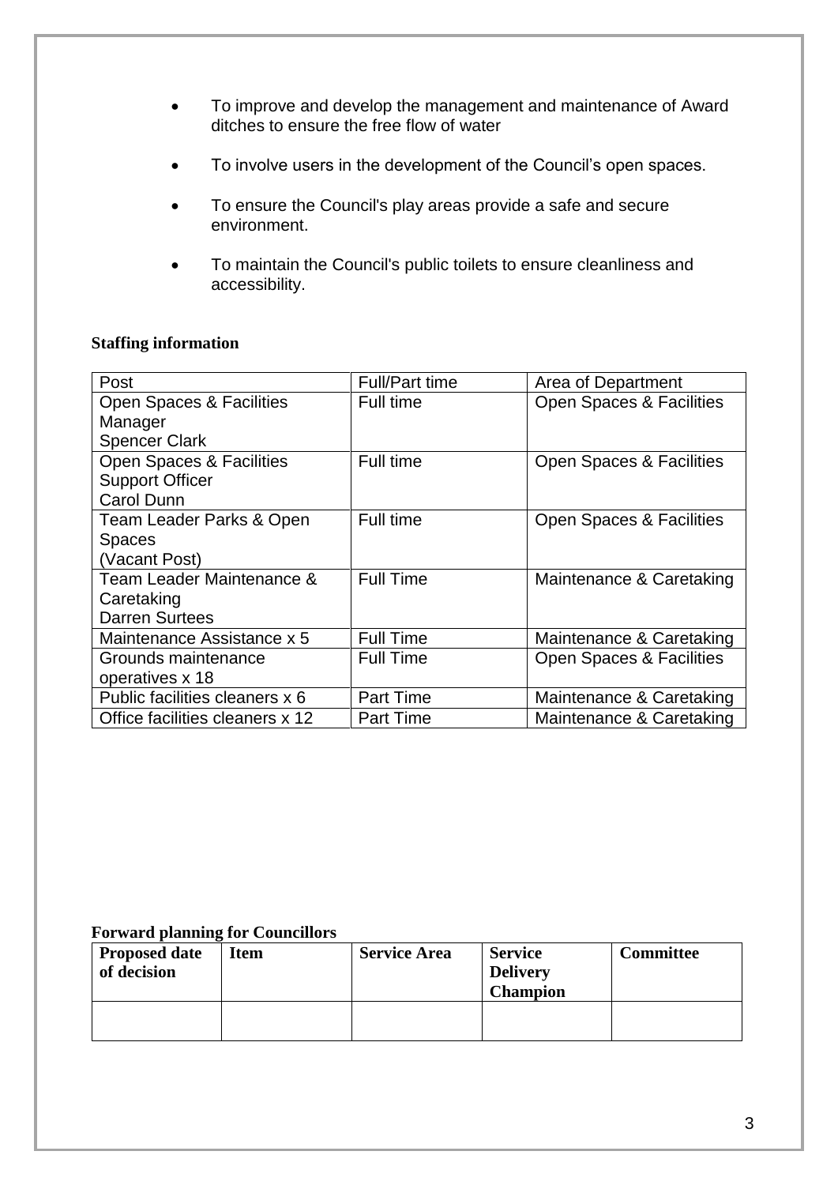- To improve and develop the management and maintenance of Award ditches to ensure the free flow of water
- To involve users in the development of the Council's open spaces.
- To ensure the Council's play areas provide a safe and secure environment.
- To maintain the Council's public toilets to ensure cleanliness and accessibility.

**Staffing information**

| Post | Full/Part time | Area of Department |
|---|---|---|
| Open Spaces & Facilities Manager<br>Spencer Clark | Full time | Open Spaces & Facilities |
| Open Spaces & Facilities Support Officer<br>Carol Dunn | Full time | Open Spaces & Facilities |
| Team Leader Parks & Open Spaces<br>(Vacant Post) | Full time | Open Spaces & Facilities |
| Team Leader Maintenance & Caretaking<br>Darren Surtees | Full Time | Maintenance & Caretaking |
| Maintenance Assistance x 5 | Full Time | Maintenance & Caretaking |
| Grounds maintenance operatives x 18 | Full Time | Open Spaces & Facilities |
| Public facilities cleaners x 6 | Part Time | Maintenance & Caretaking |
| Office facilities cleaners x 12 | Part Time | Maintenance & Caretaking |

**Forward planning for Councillors**

| Proposed date of decision | Item | Service Area | Service Delivery Champion | Committee |
|---|---|---|---|---|
| | | | | |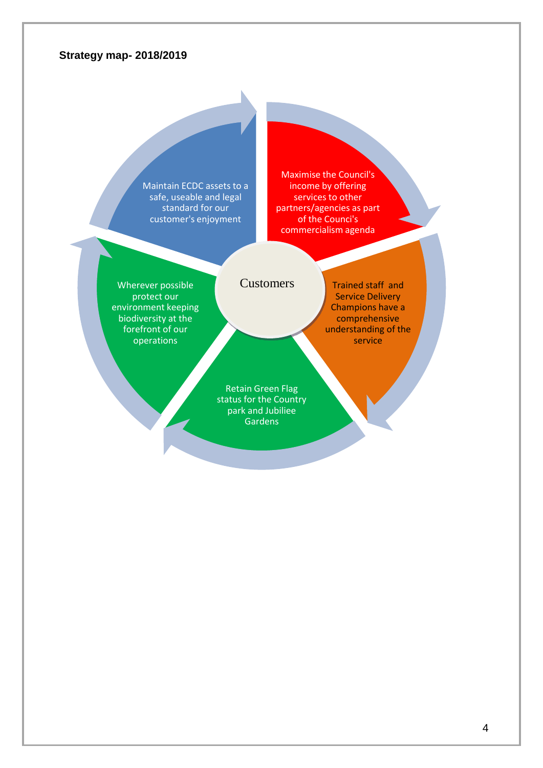**Strategy map- 2018/2019**

Customers

- Maintain ECDC assets to a safe, useable and legal standard for our customer's enjoyment
- Maximise the Council's income by offering services to other partners/agencies as part of the Counci's commercialism agenda
- Trained staff and Service Delivery Champions have a comprehensive understanding of the service
- Retain Green Flag status for the Country park and Jubiliee Gardens
- Wherever possible protect our environment keeping biodiversity at the forefront of our operations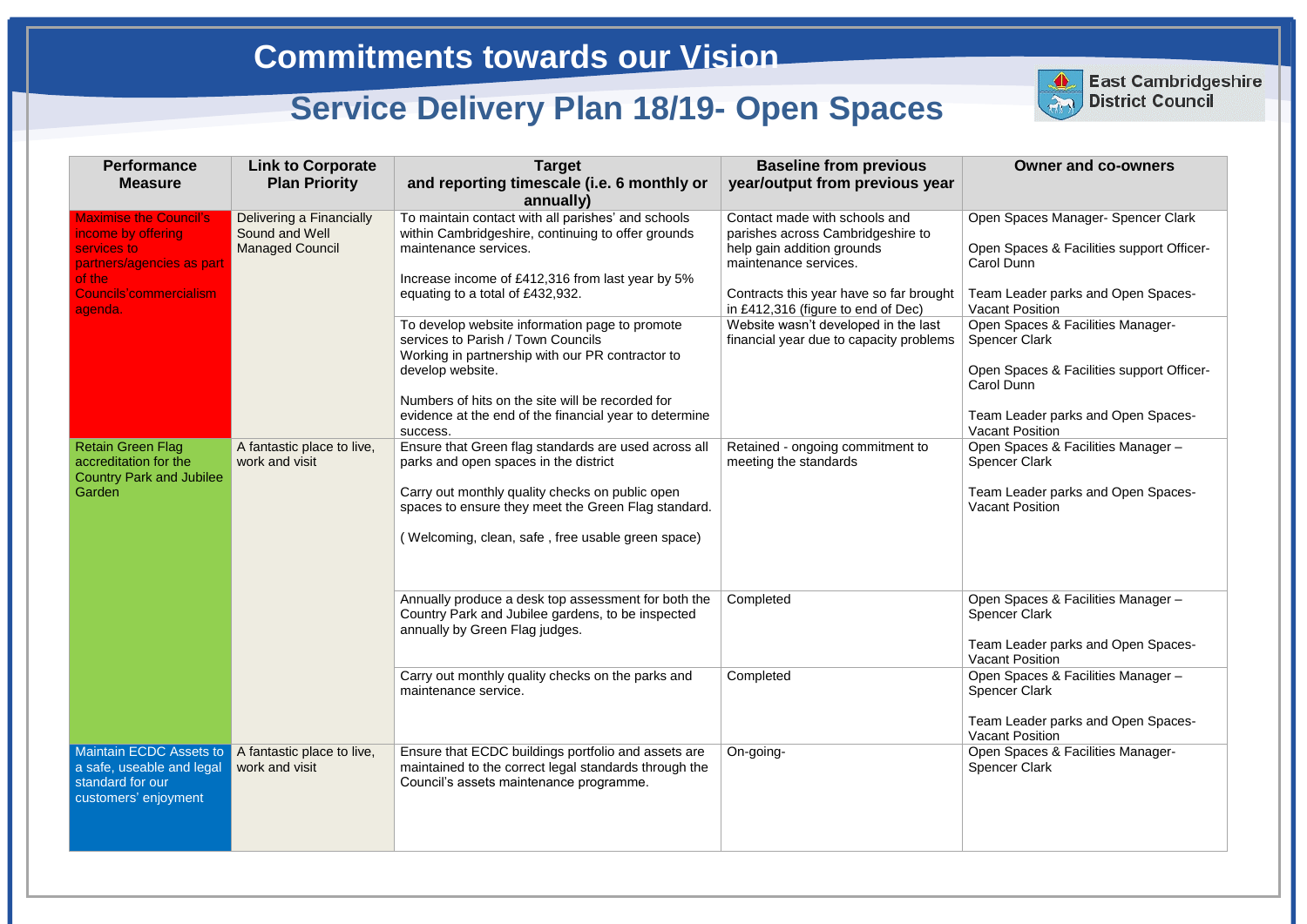# Commitments towards our Vision

## Service Delivery Plan 18/19- Open Spaces

East Cambridgeshire District Council

| Performance Measure | Link to Corporate Plan Priority | Target and reporting timescale (i.e. 6 monthly or annually) | Baseline from previous year/output from previous year | Owner and co-owners |
|---|---|---|---|---|
| Maximise the Council's income by offering services to partners/agencies as part of the Councils'commercialism agenda. | Delivering a Financially Sound and Well Managed Council | To maintain contact with all parishes' and schools within Cambridgeshire, continuing to offer grounds maintenance services.<br><br>Increase income of £412,316 from last year by 5% equating to a total of £432,932. | Contact made with schools and parishes across Cambridgeshire to help gain addition grounds maintenance services.<br><br>Contracts this year have so far brought in £412,316 (figure to end of Dec) | Open Spaces Manager- Spencer Clark<br><br>Open Spaces & Facilities support Officer- Carol Dunn<br><br>Team Leader parks and Open Spaces- Vacant Position |
| | | To develop website information page to promote services to Parish / Town Councils<br>Working in partnership with our PR contractor to develop website.<br><br>Numbers of hits on the site will be recorded for evidence at the end of the financial year to determine success. | Website wasn't developed in the last financial year due to capacity problems | Open Spaces & Facilities Manager- Spencer Clark<br><br>Open Spaces & Facilities support Officer- Carol Dunn<br><br>Team Leader parks and Open Spaces- Vacant Position |
| Retain Green Flag accreditation for the Country Park and Jubilee Garden | A fantastic place to live, work and visit | Ensure that Green flag standards are used across all parks and open spaces in the district<br><br>Carry out monthly quality checks on public open spaces to ensure they meet the Green Flag standard.<br><br>( Welcoming, clean, safe , free usable green space) | Retained - ongoing commitment to meeting the standards | Open Spaces & Facilities Manager – Spencer Clark<br><br>Team Leader parks and Open Spaces- Vacant Position |
| | | Annually produce a desk top assessment for both the Country Park and Jubilee gardens, to be inspected annually by Green Flag judges. | Completed | Open Spaces & Facilities Manager – Spencer Clark<br><br>Team Leader parks and Open Spaces- Vacant Position |
| | | Carry out monthly quality checks on the parks and maintenance service. | Completed | Open Spaces & Facilities Manager – Spencer Clark<br><br>Team Leader parks and Open Spaces- Vacant Position |
| Maintain ECDC Assets to a safe, useable and legal standard for our customers' enjoyment | A fantastic place to live, work and visit | Ensure that ECDC buildings portfolio and assets are maintained to the correct legal standards through the Council's assets maintenance programme. | On-going- | Open Spaces & Facilities Manager- Spencer Clark |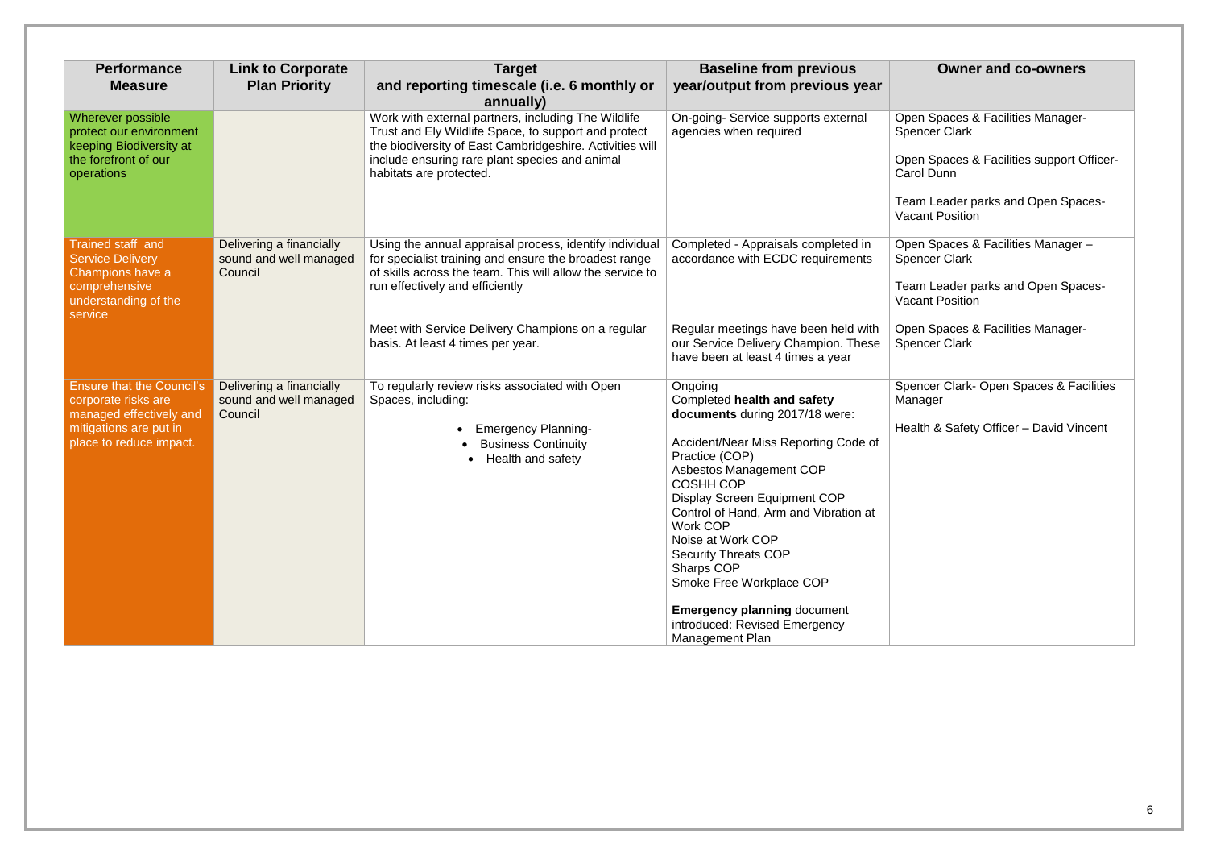| Performance Measure | Link to Corporate Plan Priority | Target and reporting timescale (i.e. 6 monthly or annually) | Baseline from previous year/output from previous year | Owner and co-owners |
|---|---|---|---|---|
| Wherever possible protect our environment keeping Biodiversity at the forefront of our operations | | Work with external partners, including The Wildlife Trust and Ely Wildlife Space, to support and protect the biodiversity of East Cambridgeshire. Activities will include ensuring rare plant species and animal habitats are protected. | On-going- Service supports external agencies when required | Open Spaces & Facilities Manager- Spencer Clark<br><br>Open Spaces & Facilities support Officer- Carol Dunn<br><br>Team Leader parks and Open Spaces- Vacant Position |
| Trained staff and Service Delivery Champions have a comprehensive understanding of the service | Delivering a financially sound and well managed Council | Using the annual appraisal process, identify individual for specialist training and ensure the broadest range of skills across the team. This will allow the service to run effectively and efficiently | Completed - Appraisals completed in accordance with ECDC requirements | Open Spaces & Facilities Manager – Spencer Clark<br><br>Team Leader parks and Open Spaces- Vacant Position |
| | | Meet with Service Delivery Champions on a regular basis. At least 4 times per year. | Regular meetings have been held with our Service Delivery Champion. These have been at least 4 times a year | Open Spaces & Facilities Manager- Spencer Clark |
| Ensure that the Council's corporate risks are managed effectively and mitigations are put in place to reduce impact. | Delivering a financially sound and well managed Council | To regularly review risks associated with Open Spaces, including:<br><br>• Emergency Planning-<br>• Business Continuity<br>• Health and safety | Ongoing<br>Completed **health and safety documents** during 2017/18 were:<br><br>Accident/Near Miss Reporting Code of Practice (COP)<br>Asbestos Management COP<br>COSHH COP<br>Display Screen Equipment COP<br>Control of Hand, Arm and Vibration at Work COP<br>Noise at Work COP<br>Security Threats COP<br>Sharps COP<br>Smoke Free Workplace COP<br><br>**Emergency planning** document introduced: Revised Emergency Management Plan | Spencer Clark- Open Spaces & Facilities Manager<br><br>Health & Safety Officer – David Vincent |